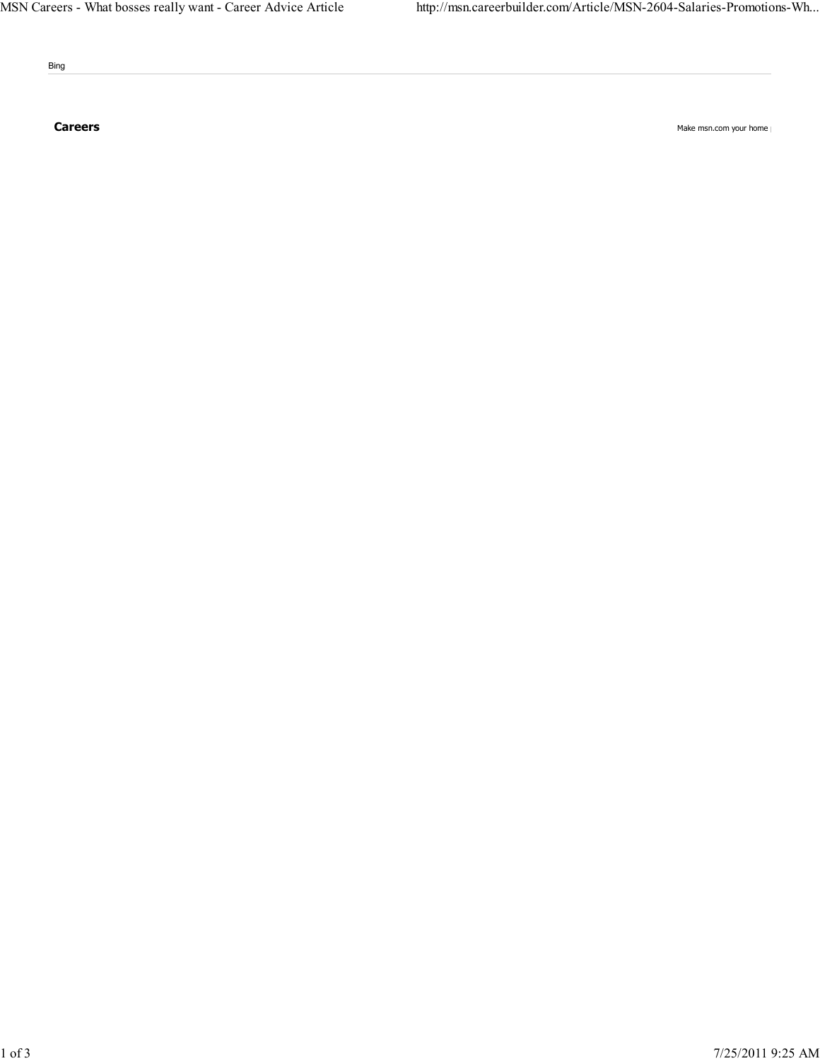Bing

**Careers**

Make msn.com your home |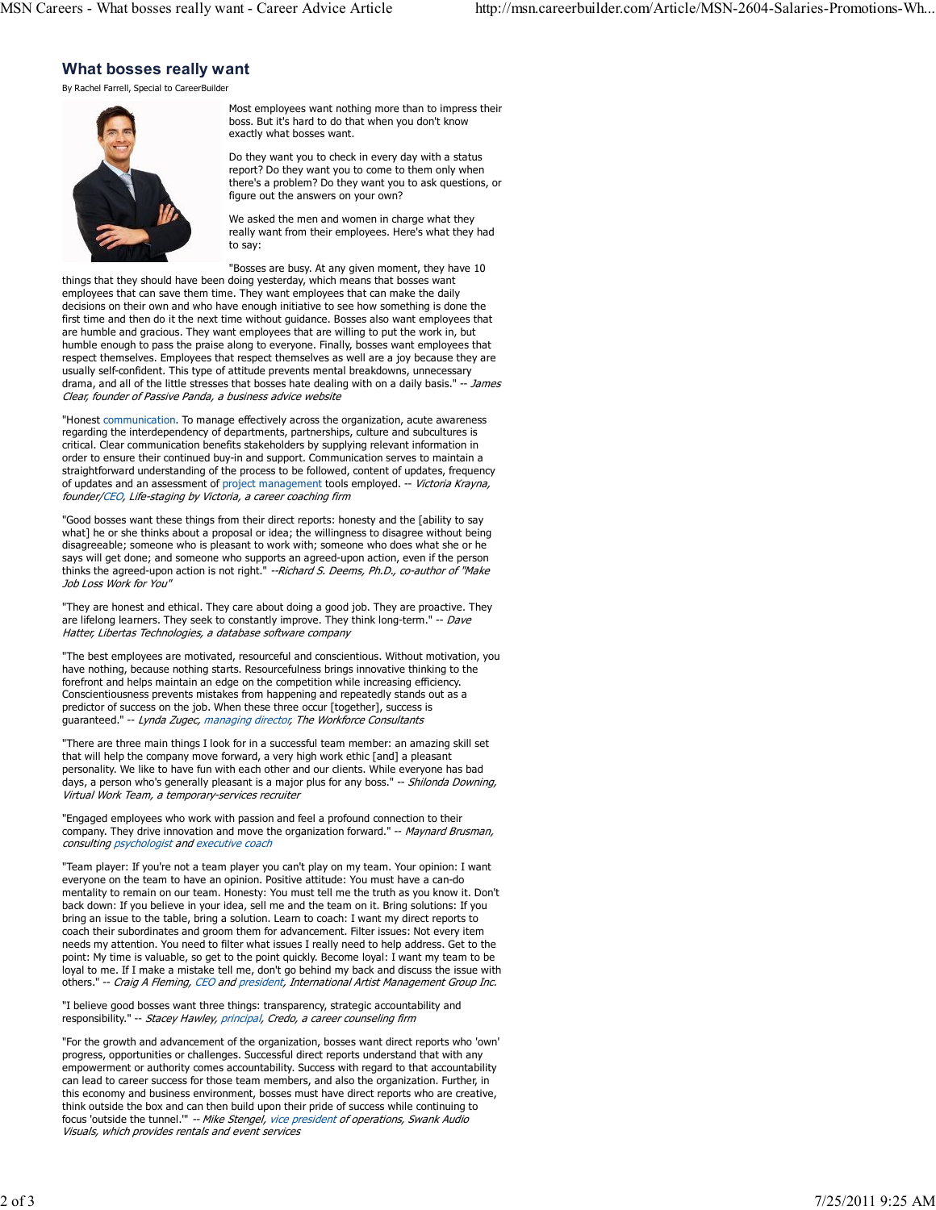# What bosses really want

By Rachel Farrell, Special to CareerBuilder

Most employees want nothing more than to impress their boss. But it's hard to do that when you don't know exactly what bosses want.

Do they want you to check in every day with a status report? Do they want you to come to them only when there's a problem? Do they want you to ask questions, or figure out the answers on your own?

We asked the men and women in charge what they really want from their employees. Here's what they had to say:

"Bosses are busy. At any given moment, they have 10 things that they should have been doing yesterday, which means that bosses want employees that can save them time. They want employees that can make the daily decisions on their own and who have enough initiative to see how something is done the first time and then do it the next time without guidance. Bosses also want employees that are humble and gracious. They want employees that are willing to put the work in, but humble enough to pass the praise along to everyone. Finally, bosses want employees that respect themselves. Employees that respect themselves as well are a joy because they are usually self-confident. This type of attitude prevents mental breakdowns, unnecessary drama, and all of the little stresses that bosses hate dealing with on a daily basis." -- *James Clear, founder of Passive Panda, a business advice website*

"Honest communication. To manage effectively across the organization, acute awareness regarding the interdependency of departments, partnerships, culture and subcultures is critical. Clear communication benefits stakeholders by supplying relevant information in order to ensure their continued buy-in and support. Communication serves to maintain a straightforward understanding of the process to be followed, content of updates, frequency of updates and an assessment of project management tools employed. -- *Victoria Krayna, founder/CEO, Life-staging by Victoria, a career coaching firm*

"Good bosses want these things from their direct reports: honesty and the [ability to say what] he or she thinks about a proposal or idea; the willingness to disagree without being disagreeable; someone who is pleasant to work with; someone who does what she or he says will get done; and someone who supports an agreed-upon action, even if the person thinks the agreed-upon action is not right." *--Richard S. Deems, Ph.D., co-author of "Make Job Loss Work for You"*

"They are honest and ethical. They care about doing a good job. They are proactive. They are lifelong learners. They seek to constantly improve. They think long-term." -- *Dave Hatter, Libertas Technologies, a database software company*

"The best employees are motivated, resourceful and conscientious. Without motivation, you have nothing, because nothing starts. Resourcefulness brings innovative thinking to the forefront and helps maintain an edge on the competition while increasing efficiency. Conscientiousness prevents mistakes from happening and repeatedly stands out as a predictor of success on the job. When these three occur [together], success is guaranteed." -- *Lynda Zugec, managing director, The Workforce Consultants*

"There are three main things I look for in a successful team member: an amazing skill set that will help the company move forward, a very high work ethic [and] a pleasant personality. We like to have fun with each other and our clients. While everyone has bad days, a person who's generally pleasant is a major plus for any boss." -- *Shilonda Downing, Virtual Work Team, a temporary-services recruiter*

"Engaged employees who work with passion and feel a profound connection to their company. They drive innovation and move the organization forward." -- *Maynard Brusman, consulting psychologist and executive coach*

"Team player: If you're not a team player you can't play on my team. Your opinion: I want everyone on the team to have an opinion. Positive attitude: You must have a can-do mentality to remain on our team. Honesty: You must tell me the truth as you know it. Don't back down: If you believe in your idea, sell me and the team on it. Bring solutions: If you bring an issue to the table, bring a solution. Learn to coach: I want my direct reports to coach their subordinates and groom them for advancement. Filter issues: Not every item needs my attention. You need to filter what issues I really need to help address. Get to the point: My time is valuable, so get to the point quickly. Become loyal: I want my team to be loyal to me. If I make a mistake tell me, don't go behind my back and discuss the issue with others." -- *Craig A Fleming, CEO and president, International Artist Management Group Inc.*

"I believe good bosses want three things: transparency, strategic accountability and responsibility." -- *Stacey Hawley, principal, Credo, a career counseling firm*

"For the growth and advancement of the organization, bosses want direct reports who 'own' progress, opportunities or challenges. Successful direct reports understand that with any empowerment or authority comes accountability. Success with regard to that accountability can lead to career success for those team members, and also the organization. Further, in this economy and business environment, bosses must have direct reports who are creative, think outside the box and can then build upon their pride of success while continuing to focus 'outside the tunnel.'" -- *Mike Stengel, vice president of operations, Swank Audio Visuals, which provides rentals and event services*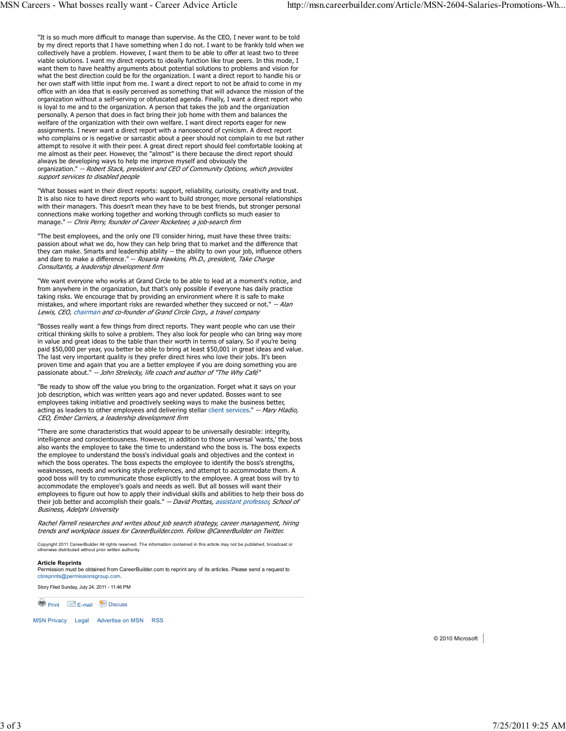"It is so much more difficult to manage than supervise. As the CEO, I never want to be told by my direct reports that I have something when I do not. I want to be frankly told when we collectively have a problem. However, I want them to be able to offer at least two to three viable solutions. I want my direct reports to ideally function like true peers. In this mode, I want them to have healthy arguments about potential solutions to problems and vision for what the best direction could be for the organization. I want a direct report to handle his or her own staff with little input from me. I want a direct report to not be afraid to come in my office with an idea that is easily perceived as something that will advance the mission of the organization without a self-serving or obfuscated agenda. Finally, I want a direct report who is loyal to me and to the organization. A person that takes the job and the organization personally. A person that does in fact bring their job home with them and balances the welfare of the organization with their own welfare. I want direct reports eager for new assignments. I never want a direct report with a nanosecond of cynicism. A direct report who complains or is negative or sarcastic about a peer should not complain to me but rather attempt to resolve it with their peer. A great direct report should feel comfortable looking at me almost as their peer. However, the "almost" is there because the direct report should always be developing ways to help me improve myself and obviously the organization." -- *Robert Stack, president and CEO of Community Options, which provides support services to disabled people*

"What bosses want in their direct reports: support, reliability, curiosity, creativity and trust. It is also nice to have direct reports who want to build stronger, more personal relationships with their managers. This doesn't mean they have to be best friends, but stronger personal connections make working together and working through conflicts so much easier to manage." -- *Chris Perry, founder of Career Rocketeer, a job-search firm*

"The best employees, and the only one I'll consider hiring, must have these three traits: passion about what we do, how they can help bring that to market and the difference that they can make. Smarts and leadership ability -- the ability to own your job, influence others and dare to make a difference." -- *Rosaria Hawkins, Ph.D., president, Take Charge Consultants, a leadership development firm*

"We want everyone who works at Grand Circle to be able to lead at a moment's notice, and from anywhere in the organization, but that's only possible if everyone has daily practice taking risks. We encourage that by providing an environment where it is safe to make mistakes, and where important risks are rewarded whether they succeed or not." -- *Alan Lewis, CEO, chairman and co-founder of Grand Circle Corp., a travel company*

"Bosses really want a few things from direct reports. They want people who can use their critical thinking skills to solve a problem. They also look for people who can bring way more in value and great ideas to the table than their worth in terms of salary. So if you're being paid $50,000 per year, you better be able to bring at least $50,001 in great ideas and value. The last very important quality is they prefer direct hires who love their jobs. It's been proven time and again that you are a better employee if you are doing something you are passionate about." -- *John Strelecky, life coach and author of "The Why Café"*

"Be ready to show off the value you bring to the organization. Forget what it says on your job description, which was written years ago and never updated. Bosses want to see employees taking initiative and proactively seeking ways to make the business better, acting as leaders to other employees and delivering stellar client services." -- *Mary Hladio, CEO, Ember Carriers, a leadership development firm*

"There are some characteristics that would appear to be universally desirable: integrity, intelligence and conscientiousness. However, in addition to those universal 'wants,' the boss also wants the employee to take the time to understand who the boss is. The boss expects the employee to understand the boss's individual goals and objectives and the context in which the boss operates. The boss expects the employee to identify the boss's strengths, weaknesses, needs and working style preferences, and attempt to accommodate them. A good boss will try to communicate those explicitly to the employee. A great boss will try to accommodate the employee's goals and needs as well. But all bosses will want their employees to figure out how to apply their individual skills and abilities to help their boss do their job better and accomplish their goals." -- *David Prottas, assistant professor, School of Business, Adelphi University*

*Rachel Farrell researches and writes about job search strategy, career management, hiring trends and workplace issues for CareerBuilder.com. Follow @CareerBuilder on Twitter.*

Copyright 2011 CareerBuilder All rights reserved. The information contained in this article may not be published, broadcast or otherwise distributed without prior written authority.

**Article Reprints**
Permission must be obtained from CareerBuilder.com to reprint any of its articles. Please send a request to cbreprints@permissionsgroup.com.

Story Filed Sunday, July 24, 2011 - 11:46 PM

Print E-mail Discuss

MSN Privacy Legal Advertise on MSN RSS

© 2010 Microsoft